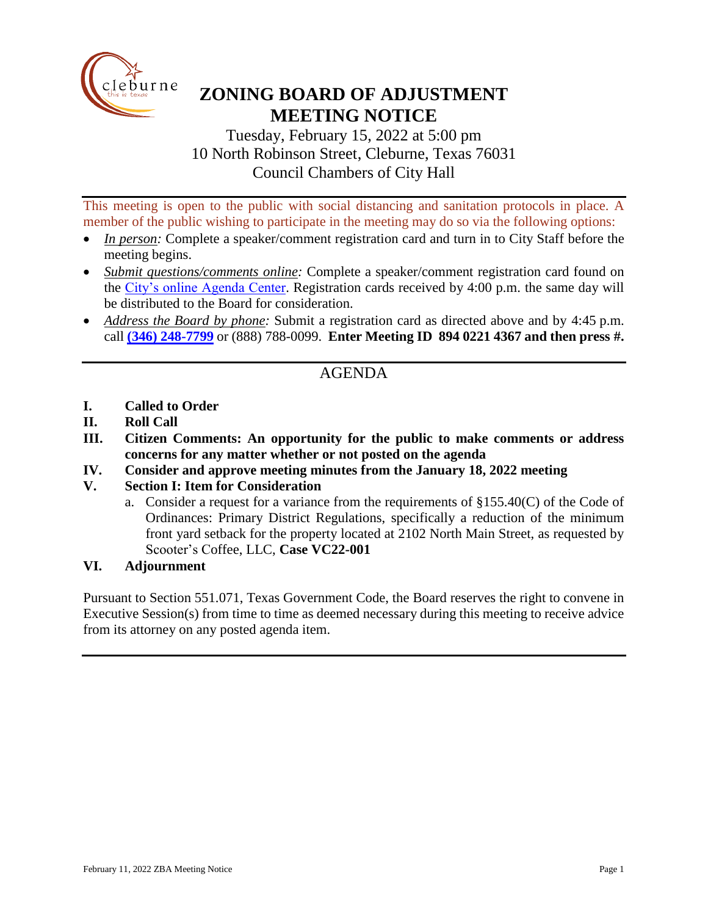# ZONING BOARD OF ADJUSTMENT MEETING NOTICE

Tuesday, February 15, 2022 at 5:00 pm
10 North Robinson Street, Cleburne, Texas 76031
Council Chambers of City Hall

This meeting is open to the public with social distancing and sanitation protocols in place. A member of the public wishing to participate in the meeting may do so via the following options:

- ***In person:*** Complete a speaker/comment registration card and turn in to City Staff before the meeting begins.
- ***Submit questions/comments online:*** Complete a speaker/comment registration card found on the City's online Agenda Center. Registration cards received by 4:00 p.m. the same day will be distributed to the Board for consideration.
- ***Address the Board by phone:*** Submit a registration card as directed above and by 4:45 p.m. call **(346) 248-7799** or (888) 788-0099. **Enter Meeting ID 894 0221 4367 and then press #.**

## AGENDA

**I. Called to Order**

**II. Roll Call**

**III. Citizen Comments: An opportunity for the public to make comments or address concerns for any matter whether or not posted on the agenda**

**IV. Consider and approve meeting minutes from the January 18, 2022 meeting**

**V. Section I: Item for Consideration**

a. Consider a request for a variance from the requirements of §155.40(C) of the Code of Ordinances: Primary District Regulations, specifically a reduction of the minimum front yard setback for the property located at 2102 North Main Street, as requested by Scooter's Coffee, LLC, **Case VC22-001**

**VI. Adjournment**

Pursuant to Section 551.071, Texas Government Code, the Board reserves the right to convene in Executive Session(s) from time to time as deemed necessary during this meeting to receive advice from its attorney on any posted agenda item.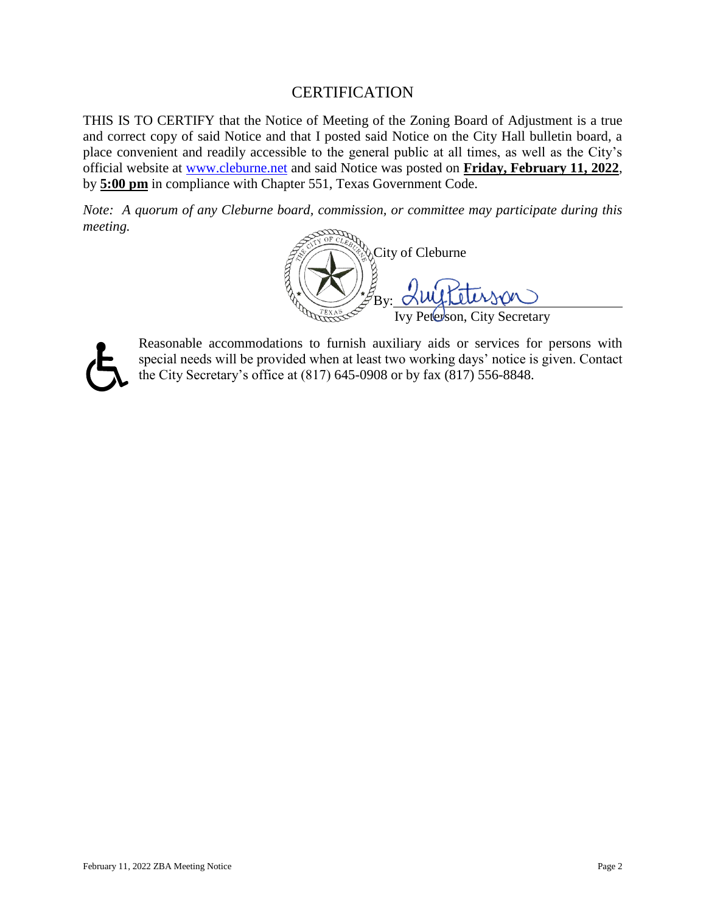## CERTIFICATION

THIS IS TO CERTIFY that the Notice of Meeting of the Zoning Board of Adjustment is a true and correct copy of said Notice and that I posted said Notice on the City Hall bulletin board, a place convenient and readily accessible to the general public at all times, as well as the City's official website at www.cleburne.net and said Notice was posted on **Friday, February 11, 2022**, by **5:00 pm** in compliance with Chapter 551, Texas Government Code.

*Note: A quorum of any Cleburne board, commission, or committee may participate during this meeting.*

City of Cleburne

By: Ivy Peterson

Ivy Peterson, City Secretary

Reasonable accommodations to furnish auxiliary aids or services for persons with special needs will be provided when at least two working days' notice is given. Contact the City Secretary's office at (817) 645-0908 or by fax (817) 556-8848.